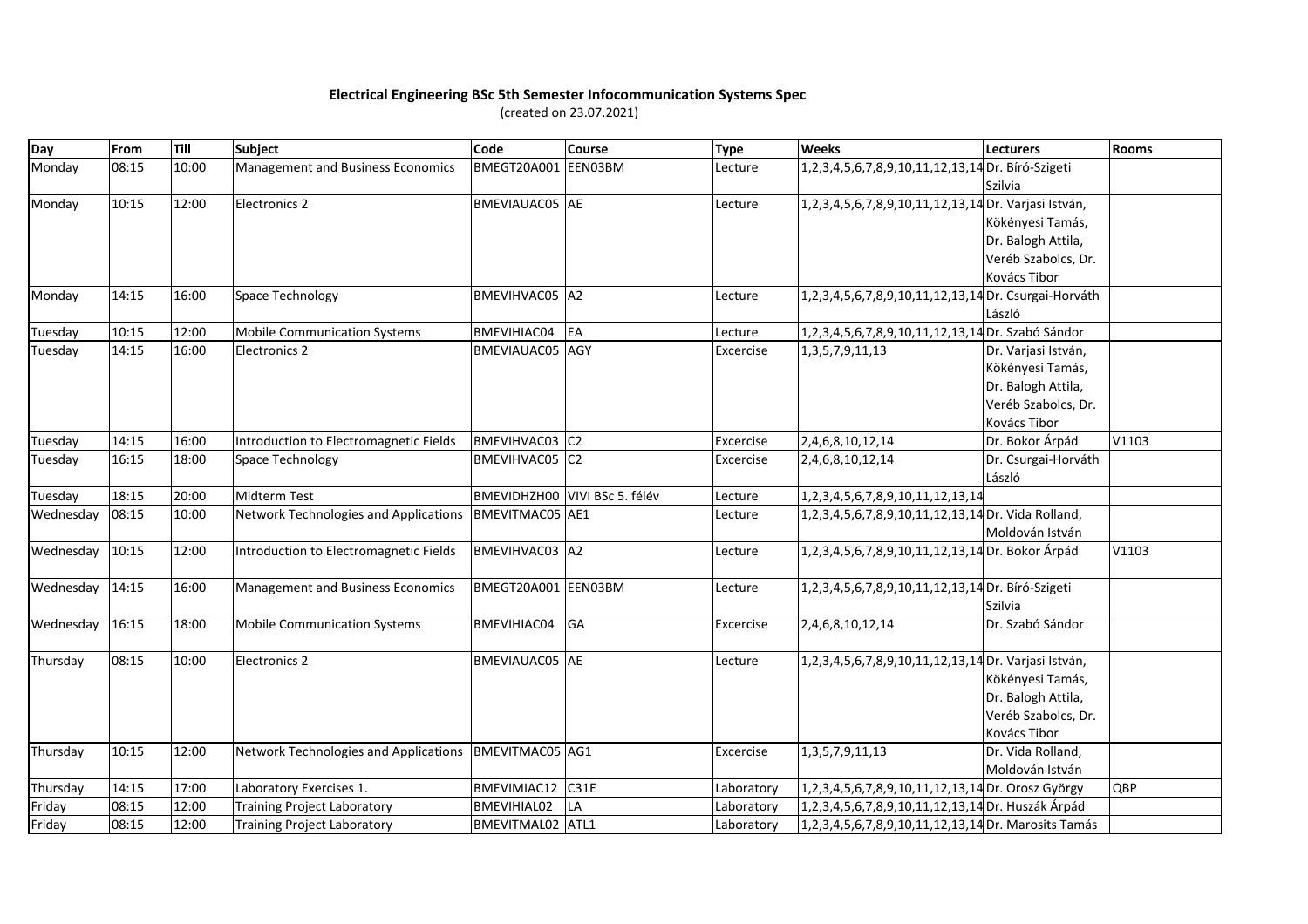**Electrical Engineering BSc 5th Semester Infocommunication Systems Spec**

(created on 23.07.2021)

| Day | From | Till | Subject | Code | Course | Type | Weeks | Lecturers | Rooms |
|---|---|---|---|---|---|---|---|---|---|
| Monday | 08:15 | 10:00 | Management and Business Economics | BMEGT20A001 | EEN03BM | Lecture | 1,2,3,4,5,6,7,8,9,10,11,12,13,14 | Dr. Bíró-Szigeti Szilvia | |
| Monday | 10:15 | 12:00 | Electronics 2 | BMEVIAUAC05 | AE | Lecture | 1,2,3,4,5,6,7,8,9,10,11,12,13,14 | Dr. Varjasi István, Kökényesi Tamás, Dr. Balogh Attila, Veréb Szabolcs, Dr. Kovács Tibor | |
| Monday | 14:15 | 16:00 | Space Technology | BMEVIHVAC05 | A2 | Lecture | 1,2,3,4,5,6,7,8,9,10,11,12,13,14 | Dr. Csurgai-Horváth László | |
| Tuesday | 10:15 | 12:00 | Mobile Communication Systems | BMEVIHIAC04 | EA | Lecture | 1,2,3,4,5,6,7,8,9,10,11,12,13,14 | Dr. Szabó Sándor | |
| Tuesday | 14:15 | 16:00 | Electronics 2 | BMEVIAUAC05 | AGY | Excercise | 1,3,5,7,9,11,13 | Dr. Varjasi István, Kökényesi Tamás, Dr. Balogh Attila, Veréb Szabolcs, Dr. Kovács Tibor | |
| Tuesday | 14:15 | 16:00 | Introduction to Electromagnetic Fields | BMEVIHVAC03 | C2 | Excercise | 2,4,6,8,10,12,14 | Dr. Bokor Árpád | V1103 |
| Tuesday | 16:15 | 18:00 | Space Technology | BMEVIHVAC05 | C2 | Excercise | 2,4,6,8,10,12,14 | Dr. Csurgai-Horváth László | |
| Tuesday | 18:15 | 20:00 | Midterm Test | BMEVIDHZH00 | VIVI BSc 5. félév | Lecture | 1,2,3,4,5,6,7,8,9,10,11,12,13,14 | | |
| Wednesday | 08:15 | 10:00 | Network Technologies and Applications | BMEVITMAC05 | AE1 | Lecture | 1,2,3,4,5,6,7,8,9,10,11,12,13,14 | Dr. Vida Rolland, Moldován István | |
| Wednesday | 10:15 | 12:00 | Introduction to Electromagnetic Fields | BMEVIHVAC03 | A2 | Lecture | 1,2,3,4,5,6,7,8,9,10,11,12,13,14 | Dr. Bokor Árpád | V1103 |
| Wednesday | 14:15 | 16:00 | Management and Business Economics | BMEGT20A001 | EEN03BM | Lecture | 1,2,3,4,5,6,7,8,9,10,11,12,13,14 | Dr. Bíró-Szigeti Szilvia | |
| Wednesday | 16:15 | 18:00 | Mobile Communication Systems | BMEVIHIAC04 | GA | Excercise | 2,4,6,8,10,12,14 | Dr. Szabó Sándor | |
| Thursday | 08:15 | 10:00 | Electronics 2 | BMEVIAUAC05 | AE | Lecture | 1,2,3,4,5,6,7,8,9,10,11,12,13,14 | Dr. Varjasi István, Kökényesi Tamás, Dr. Balogh Attila, Veréb Szabolcs, Dr. Kovács Tibor | |
| Thursday | 10:15 | 12:00 | Network Technologies and Applications | BMEVITMAC05 | AG1 | Excercise | 1,3,5,7,9,11,13 | Dr. Vida Rolland, Moldován István | |
| Thursday | 14:15 | 17:00 | Laboratory Exercises 1. | BMEVIMIAC12 | C31E | Laboratory | 1,2,3,4,5,6,7,8,9,10,11,12,13,14 | Dr. Orosz György | QBP |
| Friday | 08:15 | 12:00 | Training Project Laboratory | BMEVIHIAL02 | LA | Laboratory | 1,2,3,4,5,6,7,8,9,10,11,12,13,14 | Dr. Huszák Árpád | |
| Friday | 08:15 | 12:00 | Training Project Laboratory | BMEVITMAL02 | ATL1 | Laboratory | 1,2,3,4,5,6,7,8,9,10,11,12,13,14 | Dr. Marosits Tamás | |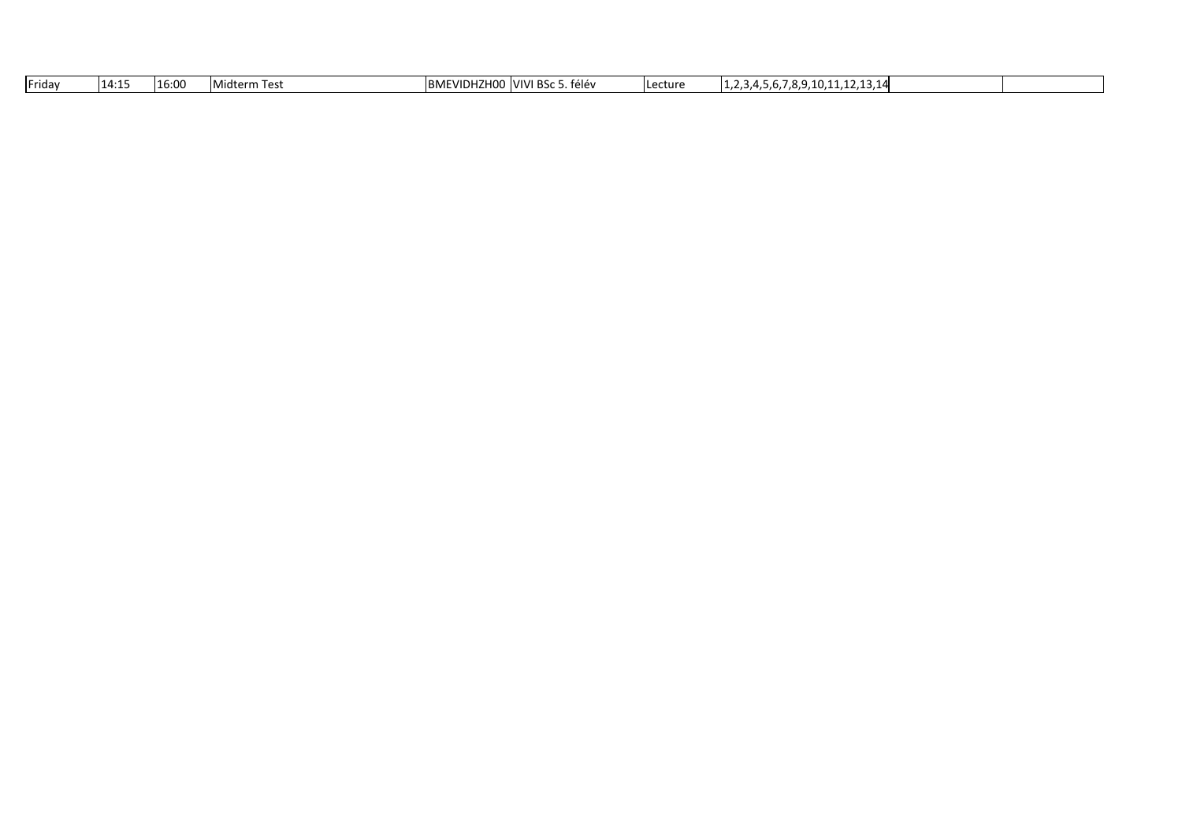| | | | | | | | | | | |
|---|---|---|---|---|---|---|---|---|---|---|
| Friday | 14:15 | 16:00 | Midterm Test | BMEVIDHZH00 | VIVI BSc 5. félév | Lecture | 1,2,3,4,5,6,7,8,9,10,11,12,13,14 | | | |